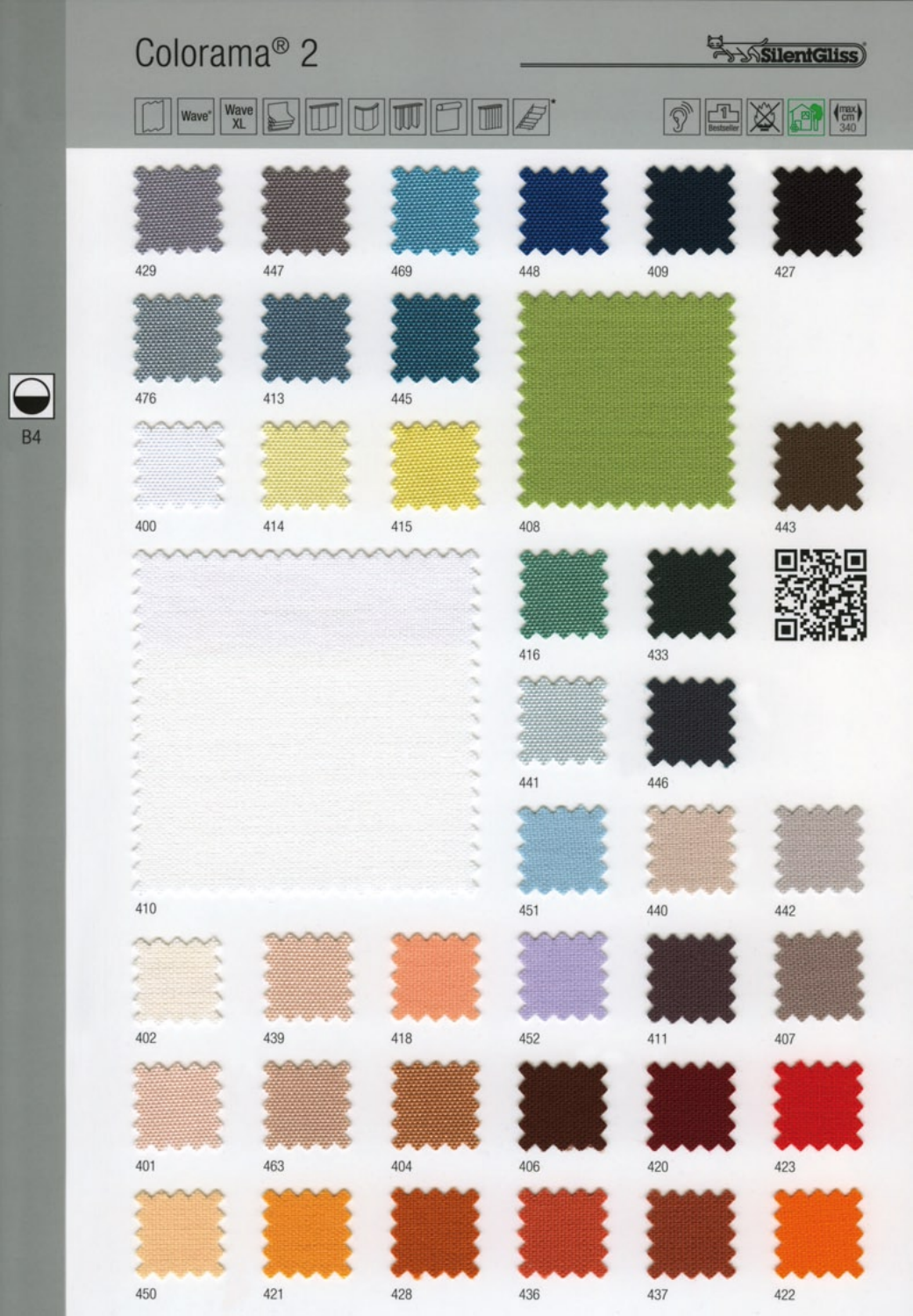# Colorama® 2

SilentGliss

Wave® | Wave XL

Bestseller | max cm 340

B4

429 | 447 | 469 | 448 | 409 | 427

476 | 413 | 445

400 | 414 | 415 | 408 | 443

416 | 433

441 | 446

410

451 | 440 | 442

402 | 439 | 418 | 452 | 411 | 407

401 | 463 | 404 | 406 | 420 | 423

450 | 421 | 428 | 436 | 437 | 422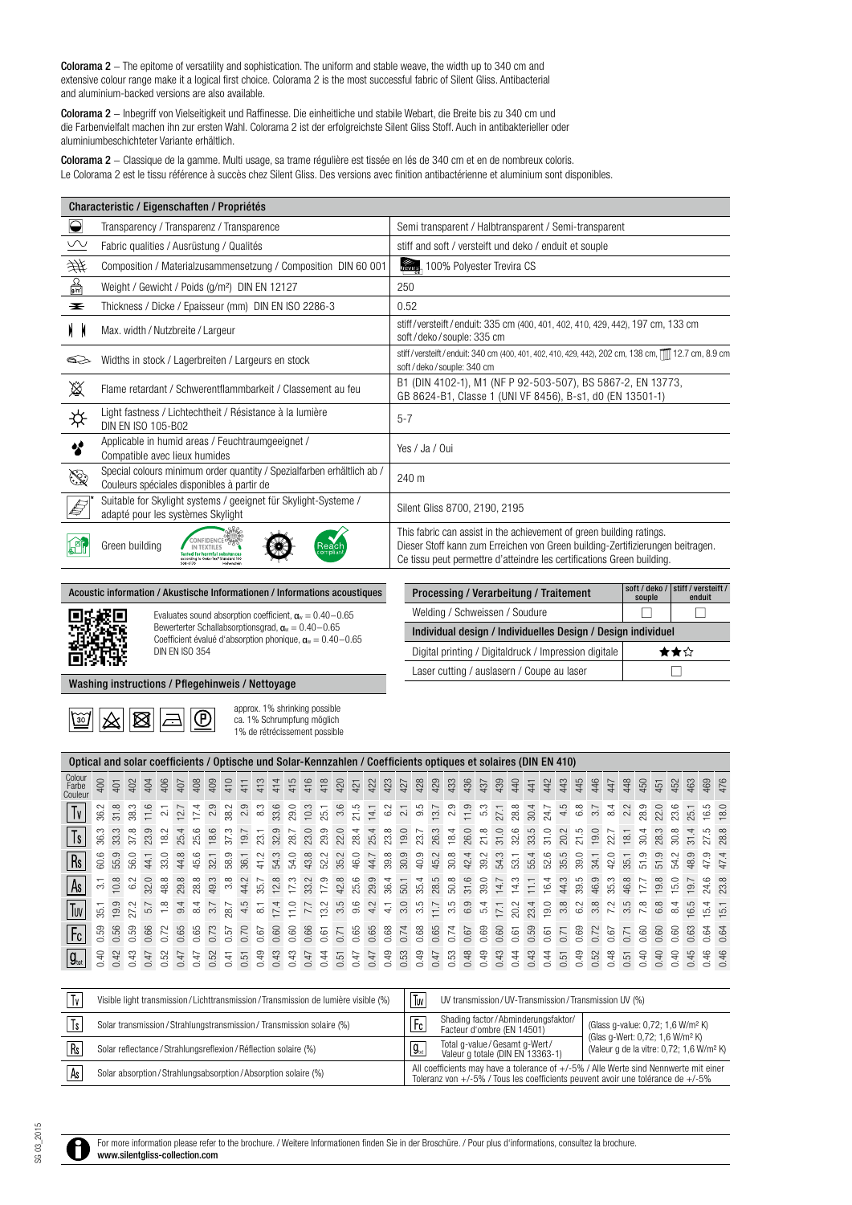**Colorama 2** – The epitome of versatility and sophistication. The uniform and stable weave, the width up to 340 cm and extensive colour range make it a logical first choice. Colorama 2 is the most successful fabric of Silent Gliss. Antibacterial and aluminium-backed versions are also available.

**Colorama 2** – Inbegriff von Vielseitigkeit und Raffinesse. Die einheitliche und stabile Webart, die Breite bis zu 340 cm und die Farbenvielfalt machen ihn zur ersten Wahl. Colorama 2 ist der erfolgreichste Silent Gliss Stoff. Auch in antibakterieller oder aluminiumbeschichteter Variante erhältlich.

**Colorama 2** – Classique de la gamme. Multi usage, sa trame régulière est tissée en lés de 340 cm et en de nombreux coloris. Le Colorama 2 est le tissu référence à succès chez Silent Gliss. Des versions avec finition antibactérienne et aluminium sont disponibles.

| Characteristic / Eigenschaften / Propriétés | |
|---|---|
| Transparency / Transparenz / Transparence | Semi transparent / Halbtransparent / Semi-transparent |
| Fabric qualities / Ausrüstung / Qualités | stiff and soft / versteift und deko / enduit et souple |
| Composition / Materialzusammensetzung / Composition DIN 60 001 | 100% Polyester Trevira CS |
| Weight / Gewicht / Poids (g/m²) DIN EN 12127 | 250 |
| Thickness / Dicke / Epaisseur (mm) DIN EN ISO 2286-3 | 0.52 |
| Max. width / Nutzbreite / Largeur | stiff / versteift / enduit: 335 cm (400, 401, 402, 410, 429, 442), 197 cm, 133 cm<br>soft / deko / souple: 335 cm |
| Widths in stock / Lagerbreiten / Largeurs en stock | stiff / versteift / enduit: 340 cm (400, 401, 402, 410, 429, 442), 202 cm, 138 cm, 12.7 cm, 8.9 cm<br>soft / deko / souple: 340 cm |
| Flame retardant / Schwerentflammbarkeit / Classement au feu | B1 (DIN 4102-1), M1 (NF P 92-503-507), BS 5867-2, EN 13773, GB 8624-B1, Classe 1 (UNI VF 8456), B-s1, d0 (EN 13501-1) |
| Light fastness / Lichtechtheit / Résistance à la lumière DIN EN ISO 105-B02 | 5-7 |
| Applicable in humid areas / Feuchtraumgeeignet / Compatible avec lieux humides | Yes / Ja / Oui |
| Special colours minimum order quantity / Spezialfarben erhältlich ab / Couleurs spéciales disponibles à partir de | 240 m |
| Suitable for Skylight systems / geeignet für Skylight-Systeme / adapté pour les systèmes Skylight | Silent Gliss 8700, 2190, 2195 |
| Green building | This fabric can assist in the achievement of green building ratings.<br>Dieser Stoff kann zum Erreichen von Green building-Zertifizierungen beitragen.<br>Ce tissu peut permette d'atteindre les certifications Green building. |

## Acoustic information / Akustische Informationen / Informations acoustiques

Evaluates sound absorption coefficient, $\alpha_w = 0.40-0.65$
Bewerterter Schallabsorptionsgrad, $\alpha_w = 0.40-0.65$
Coefficient évalué d'absorption phonique, $\alpha_w = 0.40-0.65$
DIN EN ISO 354

## Washing instructions / Pflegehinweis / Nettoyage

approx. 1% shrinking possible
ca. 1% Schrumpfung möglich
1% de rétrécissement possible

| Processing / Verarbeitung / Traitement | soft / deko / souple | stiff / versteift / enduit |
|---|---|---|
| Welding / Schweissen / Soudure | ☐ | ☐ |
| **Individual design / Individuelles Design / Design individuel** | | |
| Digital printing / Digitaldruck / Impression digitale | ★★☆ | |
| Laser cutting / auslasern / Coupe au laser | ☐ | |

## Optical and solar coefficients / Optische und Solar-Kennzahlen / Coefficients optiques et solaires (DIN EN 410)

| Colour / Farbe / Couleur | 400 | 401 | 402 | 404 | 406 | 407 | 408 | 409 | 410 | 411 | 413 | 414 | 415 | 416 | 418 | 420 | 421 | 422 | 423 | 427 | 428 | 429 | 433 | 436 | 437 | 439 | 440 | 441 | 442 | 443 | 445 | 446 | 447 | 448 | 450 | 451 | 452 | 463 | 469 | 476 |
|---|---|---|---|---|---|---|---|---|---|---|---|---|---|---|---|---|---|---|---|---|---|---|---|---|---|---|---|---|---|---|---|---|---|---|---|---|---|---|---|---|
| Tv | 36.2 | 31.8 | 38.3 | 11.6 | 2.1 | 12.7 | 17.4 | 2.9 | 38.2 | 2.9 | 8.3 | 33.6 | 29.0 | 10.3 | 25.1 | 3.6 | 21.5 | 14.1 | 6.2 | 2.1 | 9.5 | 13.7 | 2.9 | 11.9 | 5.3 | 27.1 | 28.8 | 30.4 | 24.7 | 4.5 | 6.8 | 3.7 | 8.4 | 2.2 | 28.9 | 22.0 | 23.6 | 25.1 | 16.5 | 18.0 |
| Ts | 36.3 | 33.3 | 37.8 | 23.9 | 18.2 | 25.4 | 25.6 | 18.6 | 37.3 | 19.7 | 23.1 | 32.9 | 28.7 | 23.0 | 29.9 | 22.0 | 28.4 | 25.4 | 23.8 | 19.0 | 23.7 | 26.3 | 18.4 | 26.0 | 21.8 | 31.0 | 32.6 | 33.5 | 31.0 | 20.2 | 21.5 | 19.0 | 22.7 | 18.1 | 30.4 | 28.3 | 30.8 | 31.4 | 27.5 | 28.8 |
| Rs | 60.6 | 55.9 | 56.0 | 44.1 | 33.0 | 44.8 | 45.6 | 32.1 | 58.9 | 36.1 | 41.2 | 54.3 | 54.0 | 43.8 | 52.2 | 35.2 | 46.0 | 44.7 | 39.8 | 30.9 | 40.9 | 45.2 | 30.8 | 42.4 | 39.2 | 54.3 | 53.1 | 55.4 | 52.6 | 35.5 | 39.0 | 34.1 | 42.0 | 35.1 | 51.9 | 51.9 | 54.2 | 48.9 | 47.9 | 47.4 |
| As | 3.1 | 10.8 | 6.2 | 32.0 | 48.8 | 29.8 | 28.8 | 49.3 | 3.8 | 44.2 | 35.7 | 12.8 | 17.3 | 33.2 | 17.9 | 42.8 | 25.6 | 29.9 | 36.4 | 50.1 | 35.4 | 28.5 | 50.8 | 31.6 | 39.0 | 14.7 | 14.3 | 11.1 | 16.4 | 44.3 | 39.5 | 46.9 | 35.3 | 46.8 | 17.7 | 19.8 | 15.0 | 19.7 | 24.6 | 23.8 |
| Tuv | 35.1 | 19.9 | 27.2 | 5.7 | 1.8 | 9.4 | 8.4 | 3.7 | 28.7 | 4.5 | 8.1 | 17.4 | 11.0 | 7.7 | 13.2 | 3.5 | 9.6 | 4.2 | 4.1 | 3.0 | 3.5 | 11.7 | 3.5 | 6.9 | 5.4 | 17.1 | 20.2 | 23.4 | 19.0 | 3.8 | 6.2 | 3.8 | 7.2 | 3.5 | 7.8 | 6.8 | 8.4 | 16.5 | 15.4 | 15.1 |
| Fc | 0.59 | 0.56 | 0.59 | 0.66 | 0.72 | 0.65 | 0.65 | 0.73 | 0.57 | 0.70 | 0.67 | 0.60 | 0.60 | 0.66 | 0.61 | 0.71 | 0.65 | 0.65 | 0.68 | 0.74 | 0.68 | 0.65 | 0.74 | 0.67 | 0.69 | 0.60 | 0.61 | 0.59 | 0.61 | 0.71 | 0.69 | 0.72 | 0.67 | 0.71 | 0.60 | 0.60 | 0.60 | 0.63 | 0.64 | 0.64 |
| $g_{tot}$ | 0.40 | 0.42 | 0.43 | 0.47 | 0.52 | 0.47 | 0.47 | 0.52 | 0.41 | 0.51 | 0.49 | 0.43 | 0.43 | 0.47 | 0.44 | 0.51 | 0.47 | 0.47 | 0.49 | 0.53 | 0.49 | 0.47 | 0.53 | 0.48 | 0.49 | 0.43 | 0.44 | 0.43 | 0.44 | 0.51 | 0.49 | 0.52 | 0.48 | 0.51 | 0.40 | 0.40 | 0.40 | 0.45 | 0.46 | 0.46 |

| | | | |
|---|---|---|---|
| Tv | Visible light transmission / Lichttransmission / Transmission de lumière visible (%) | Tuv | UV transmission / UV-Transmission / Transmission UV (%) |
| Ts | Solar transmission / Strahlungstransmission / Transmission solaire (%) | Fc | Shading factor / Abminderungsfaktor / Facteur d'ombre (EN 14501) — (Glass g-value: 0,72; 1,6 W/m² K) (Glas g-Wert: 0,72; 1,6 W/m² K) (Valeur g de la vitre: 0,72; 1,6 W/m² K) |
| Rs | Solar reflectance / Strahlungsreflexion / Réflection solaire (%) | $g_{tot}$ | Total g-value / Gesamt g-Wert / Valeur g totale (DIN EN 13363-1) |
| As | Solar absorption / Strahlungsabsorption / Absorption solaire (%) | | All coefficients may have a tolerance of +/-5% / Alle Werte sind Nennwerte mit einer Toleranz von +/-5% / Tous les coefficients peuvent avoir une tolérance de +/-5% |

For more information please refer to the brochure. / Weitere Informationen finden Sie in der Broschüre. / Pour plus d'informations, consultez la brochure.
**www.silentgliss-collection.com**

SG 03_2015